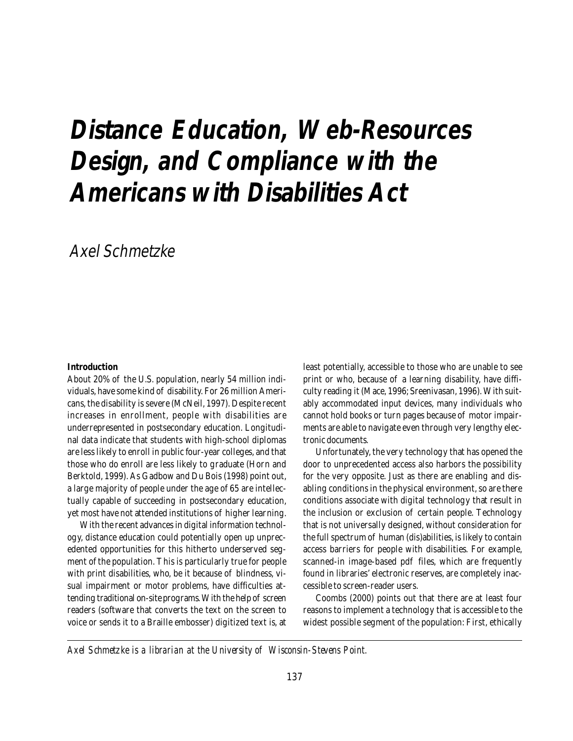# Distance Education, Web-Resources Design, and Compliance with the Americans with Disabilities Act

*Axel Schmetzke*

**Introduction**

About 20% of the U.S. population, nearly 54 million individuals, have some kind of disability. For 26 million Americans, the disability is severe (McNeil, 1997). Despite recent increases in enrollment, people with disabilities are underrepresented in postsecondary education. Longitudinal data indicate that students with high-school diplomas are less likely to enroll in public four-year colleges, and that those who do enroll are less likely to graduate (Horn and Berktold, 1999). As Gadbow and Du Bois (1998) point out, a large majority of people under the age of 65 are intellectually capable of succeeding in postsecondary education, yet most have not attended institutions of higher learning.

With the recent advances in digital information technology, distance education could potentially open up unprecedented opportunities for this hitherto underserved segment of the population. This is particularly true for people with print disabilities, who, be it because of blindness, visual impairment or motor problems, have difficulties attending traditional on-site programs. With the help of screen readers (software that converts the text on the screen to voice or sends it to a Braille embosser) digitized text is, at least potentially, accessible to those who are unable to see print or who, because of a learning disability, have difficulty reading it (Mace, 1996; Sreenivasan, 1996). With suitably accommodated input devices, many individuals who cannot hold books or turn pages because of motor impairments are able to navigate even through very lengthy electronic documents.

Unfortunately, the very technology that has opened the door to unprecedented access also harbors the possibility for the very opposite. Just as there are enabling and disabling conditions in the physical environment, so are there conditions associate with digital technology that result in the inclusion or exclusion of certain people. Technology that is not universally designed, without consideration for the full spectrum of human (dis)abilities, is likely to contain access barriers for people with disabilities. For example, scanned-in image-based pdf files, which are frequently found in libraries' electronic reserves, are completely inaccessible to screen-reader users.

Coombs (2000) points out that there are at least four reasons to implement a technology that is accessible to the widest possible segment of the population: First, ethically

---

*Axel Schmetzke is a librarian at the University of Wisconsin-Stevens Point.*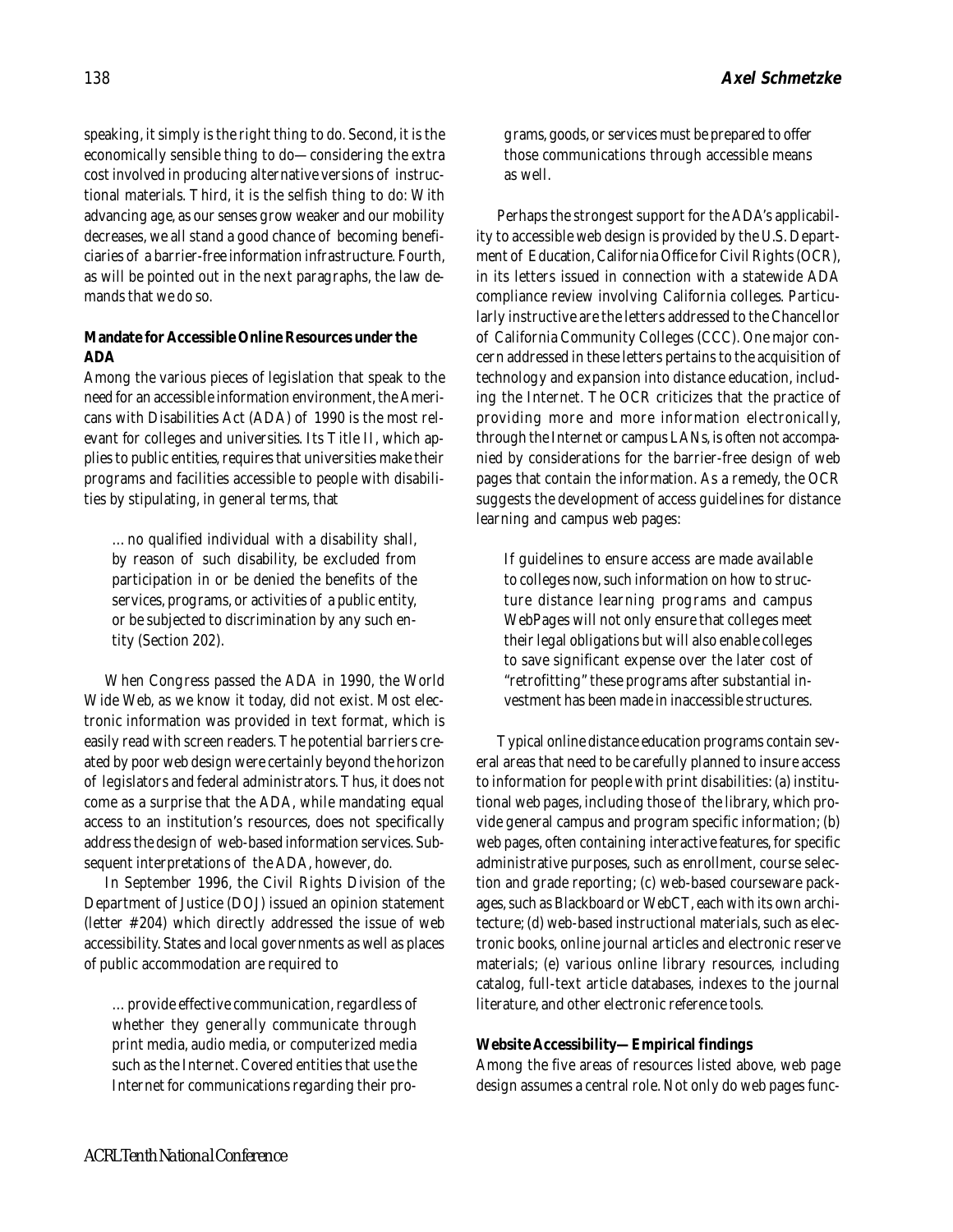speaking, it simply is the right thing to do. Second, it is the economically sensible thing to do—considering the extra cost involved in producing alternative versions of instructional materials. Third, it is the selfish thing to do: With advancing age, as our senses grow weaker and our mobility decreases, we all stand a good chance of becoming beneficiaries of a barrier-free information infrastructure. Fourth, as will be pointed out in the next paragraphs, the law demands that we do so.

**Mandate for Accessible Online Resources under the ADA**

Among the various pieces of legislation that speak to the need for an accessible information environment, the Americans with Disabilities Act (ADA) of 1990 is the most relevant for colleges and universities. Its Title II, which applies to public entities, requires that universities make their programs and facilities accessible to people with disabilities by stipulating, in general terms, that

> …no qualified individual with a disability shall, by reason of such disability, be excluded from participation in or be denied the benefits of the services, programs, or activities of a public entity, or be subjected to discrimination by any such entity (Section 202).

When Congress passed the ADA in 1990, the World Wide Web, as we know it today, did not exist. Most electronic information was provided in text format, which is easily read with screen readers. The potential barriers created by poor web design were certainly beyond the horizon of legislators and federal administrators. Thus, it does not come as a surprise that the ADA, while mandating equal access to an institution's resources, does not specifically address the design of web-based information services. Subsequent interpretations of the ADA, however, do.

In September 1996, the Civil Rights Division of the Department of Justice (DOJ) issued an opinion statement (letter #204) which directly addressed the issue of web accessibility. States and local governments as well as places of public accommodation are required to

> …provide effective communication, regardless of whether they generally communicate through print media, audio media, or computerized media such as the Internet. Covered entities that use the Internet for communications regarding their programs, goods, or services must be prepared to offer those communications through accessible means as well.

Perhaps the strongest support for the ADA's applicability to accessible web design is provided by the U.S. Department of Education, California Office for Civil Rights (OCR), in its letters issued in connection with a statewide ADA compliance review involving California colleges. Particularly instructive are the letters addressed to the Chancellor of California Community Colleges (CCC). One major concern addressed in these letters pertains to the acquisition of technology and expansion into distance education, including the Internet. The OCR criticizes that the practice of providing more and more information electronically, through the Internet or campus LANs, is often not accompanied by considerations for the barrier-free design of web pages that contain the information. As a remedy, the OCR suggests the development of access guidelines for distance learning and campus web pages:

> If guidelines to ensure access are made available to colleges now, such information on how to structure distance learning programs and campus WebPages will not only ensure that colleges meet their legal obligations but will also enable colleges to save significant expense over the later cost of "retrofitting" these programs after substantial investment has been made in inaccessible structures.

Typical online distance education programs contain several areas that need to be carefully planned to insure access to information for people with print disabilities: (a) institutional web pages, including those of the library, which provide general campus and program specific information; (b) web pages, often containing interactive features, for specific administrative purposes, such as enrollment, course selection and grade reporting; (c) web-based courseware packages, such as Blackboard or WebCT, each with its own architecture; (d) web-based instructional materials, such as electronic books, online journal articles and electronic reserve materials; (e) various online library resources, including catalog, full-text article databases, indexes to the journal literature, and other electronic reference tools.

**Website Accessibility—Empirical findings**

Among the five areas of resources listed above, web page design assumes a central role. Not only do web pages func-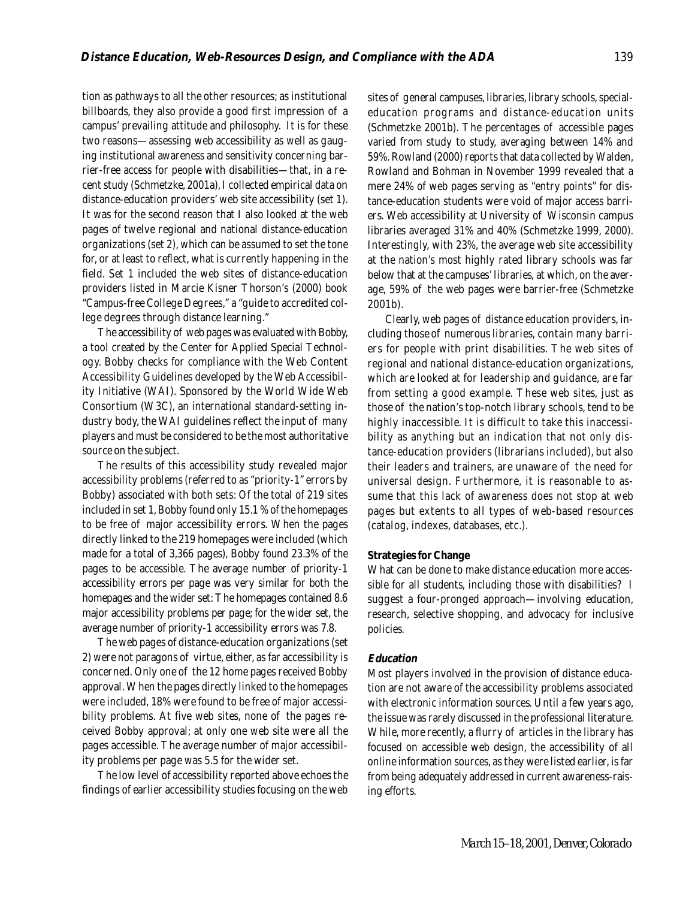tion as pathways to all the other resources; as institutional billboards, they also provide a good first impression of a campus' prevailing attitude and philosophy. It is for these two reasons—assessing web accessibility as well as gauging institutional awareness and sensitivity concerning barrier-free access for people with disabilities—that, in a recent study (Schmetzke, 2001a), I collected empirical data on distance-education providers' web site accessibility (set 1). It was for the second reason that I also looked at the web pages of twelve regional and national distance-education organizations (set 2), which can be assumed to set the tone for, or at least to reflect, what is currently happening in the field. Set 1 included the web sites of distance-education providers listed in Marcie Kisner Thorson's (2000) book "Campus-free College Degrees," a "guide to accredited college degrees through distance learning."

The accessibility of web pages was evaluated with Bobby, a tool created by the Center for Applied Special Technology. Bobby checks for compliance with the Web Content Accessibility Guidelines developed by the Web Accessibility Initiative (WAI). Sponsored by the World Wide Web Consortium (W3C), an international standard-setting industry body, the WAI guidelines reflect the input of many players and must be considered to be the most authoritative source on the subject.

The results of this accessibility study revealed major accessibility problems (referred to as "priority-1" errors by Bobby) associated with both sets: Of the total of 219 sites included in set 1, Bobby found only 15.1 % of the homepages to be free of major accessibility errors. When the pages directly linked to the 219 homepages were included (which made for a total of 3,366 pages), Bobby found 23.3% of the pages to be accessible. The average number of priority-1 accessibility errors per page was very similar for both the homepages and the wider set: The homepages contained 8.6 major accessibility problems per page; for the wider set, the average number of priority-1 accessibility errors was 7.8.

The web pages of distance-education organizations (set 2) were not paragons of virtue, either, as far accessibility is concerned. Only one of the 12 home pages received Bobby approval. When the pages directly linked to the homepages were included, 18% were found to be free of major accessibility problems. At five web sites, none of the pages received Bobby approval; at only one web site were all the pages accessible. The average number of major accessibility problems per page was 5.5 for the wider set.

The low level of accessibility reported above echoes the findings of earlier accessibility studies focusing on the web sites of general campuses, libraries, library schools, special-education programs and distance-education units (Schmetzke 2001b). The percentages of accessible pages varied from study to study, averaging between 14% and 59%. Rowland (2000) reports that data collected by Walden, Rowland and Bohman in November 1999 revealed that a mere 24% of web pages serving as "entry points" for distance-education students were void of major access barriers. Web accessibility at University of Wisconsin campus libraries averaged 31% and 40% (Schmetzke 1999, 2000). Interestingly, with 23%, the average web site accessibility at the nation's most highly rated library schools was far below that at the campuses' libraries, at which, on the average, 59% of the web pages were barrier-free (Schmetzke 2001b).

Clearly, web pages of distance education providers, including those of numerous libraries, contain many barriers for people with print disabilities. The web sites of regional and national distance-education organizations, which are looked at for leadership and guidance, are far from setting a good example. These web sites, just as those of the nation's top-notch library schools, tend to be highly inaccessible. It is difficult to take this inaccessibility as anything but an indication that not only distance-education providers (librarians included), but also their leaders and trainers, are unaware of the need for universal design. Furthermore, it is reasonable to assume that this lack of awareness does not stop at web pages but extents to all types of web-based resources (catalog, indexes, databases, etc.).

## Strategies for Change

What can be done to make distance education more accessible for all students, including those with disabilities? I suggest a four-pronged approach—involving education, research, selective shopping, and advocacy for inclusive policies.

### *Education*

Most players involved in the provision of distance education are not aware of the accessibility problems associated with electronic information sources. Until a few years ago, the issue was rarely discussed in the professional literature. While, more recently, a flurry of articles in the library has focused on accessible web design, the accessibility of all online information sources, as they were listed earlier, is far from being adequately addressed in current awareness-raising efforts.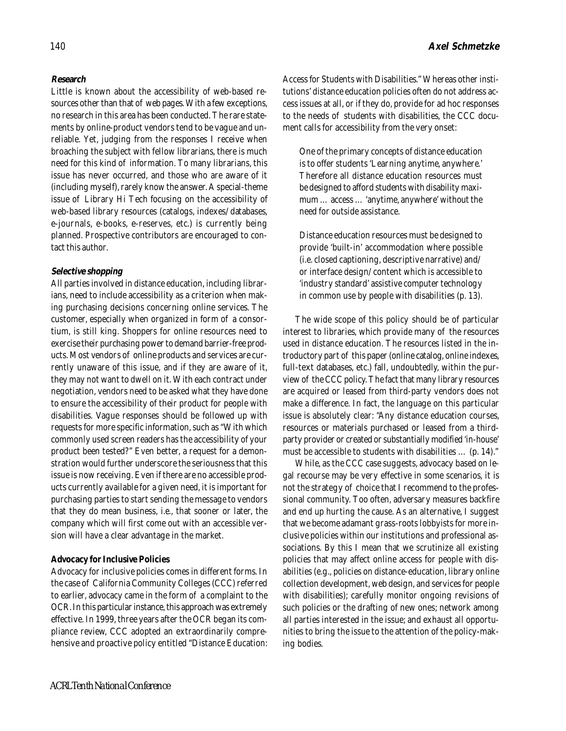#### *Research*

Little is known about the accessibility of web-based resources other than that of web pages. With a few exceptions, no research in this area has been conducted. The rare statements by online-product vendors tend to be vague and unreliable. Yet, judging from the responses I receive when broaching the subject with fellow librarians, there is much need for this kind of information. To many librarians, this issue has never occurred, and those who are aware of it (including myself), rarely know the answer. A special-theme issue of Library Hi Tech focusing on the accessibility of web-based library resources (catalogs, indexes/databases, e-journals, e-books, e-reserves, etc.) is currently being planned. Prospective contributors are encouraged to contact this author.

#### *Selective shopping*

All parties involved in distance education, including librarians, need to include accessibility as a criterion when making purchasing decisions concerning online services. The customer, especially when organized in form of a consortium, is still king. Shoppers for online resources need to exercise their purchasing power to demand barrier-free products. Most vendors of online products and services are currently unaware of this issue, and if they are aware of it, they may not want to dwell on it. With each contract under negotiation, vendors need to be asked what they have done to ensure the accessibility of their product for people with disabilities. Vague responses should be followed up with requests for more specific information, such as "With which commonly used screen readers has the accessibility of your product been tested?" Even better, a request for a demonstration would further underscore the seriousness that this issue is now receiving. Even if there are no accessible products currently available for a given need, it is important for purchasing parties to start sending the message to vendors that they do mean business, i.e., that sooner or later, the company which will first come out with an accessible version will have a clear advantage in the market.

### Advocacy for Inclusive Policies

Advocacy for inclusive policies comes in different forms. In the case of California Community Colleges (CCC) referred to earlier, advocacy came in the form of a complaint to the OCR. In this particular instance, this approach was extremely effective. In 1999, three years after the OCR began its compliance review, CCC adopted an extraordinarily comprehensive and proactive policy entitled "Distance Education: Access for Students with Disabilities." Whereas other institutions' distance education policies often do not address access issues at all, or if they do, provide for ad hoc responses to the needs of students with disabilities, the CCC document calls for accessibility from the very onset:

> One of the primary concepts of distance education is to offer students 'Learning anytime, anywhere.' Therefore all distance education resources must be designed to afford students with disability maximum … access … 'anytime, anywhere' without the need for outside assistance.
>
> Distance education resources must be designed to provide 'built-in' accommodation where possible (i.e. closed captioning, descriptive narrative) and/or interface design/content which is accessible to 'industry standard' assistive computer technology in common use by people with disabilities (p. 13).

The wide scope of this policy should be of particular interest to libraries, which provide many of the resources used in distance education. The resources listed in the introductory part of this paper (online catalog, online indexes, full-text databases, etc.) fall, undoubtedly, within the purview of the CCC policy. The fact that many library resources are acquired or leased from third-party vendors does not make a difference. In fact, the language on this particular issue is absolutely clear: "Any distance education courses, resources or materials purchased or leased from a third-party provider or created or substantially modified 'in-house' must be accessible to students with disabilities … (p. 14)."

While, as the CCC case suggests, advocacy based on legal recourse may be very effective in some scenarios, it is not the strategy of choice that I recommend to the professional community. Too often, adversary measures backfire and end up hurting the cause. As an alternative, I suggest that we become adamant grass-roots lobbyists for more inclusive policies within our institutions and professional associations. By this I mean that we scrutinize all existing policies that may affect online access for people with disabilities (e.g., policies on distance-education, library online collection development, web design, and services for people with disabilities); carefully monitor ongoing revisions of such policies or the drafting of new ones; network among all parties interested in the issue; and exhaust all opportunities to bring the issue to the attention of the policy-making bodies.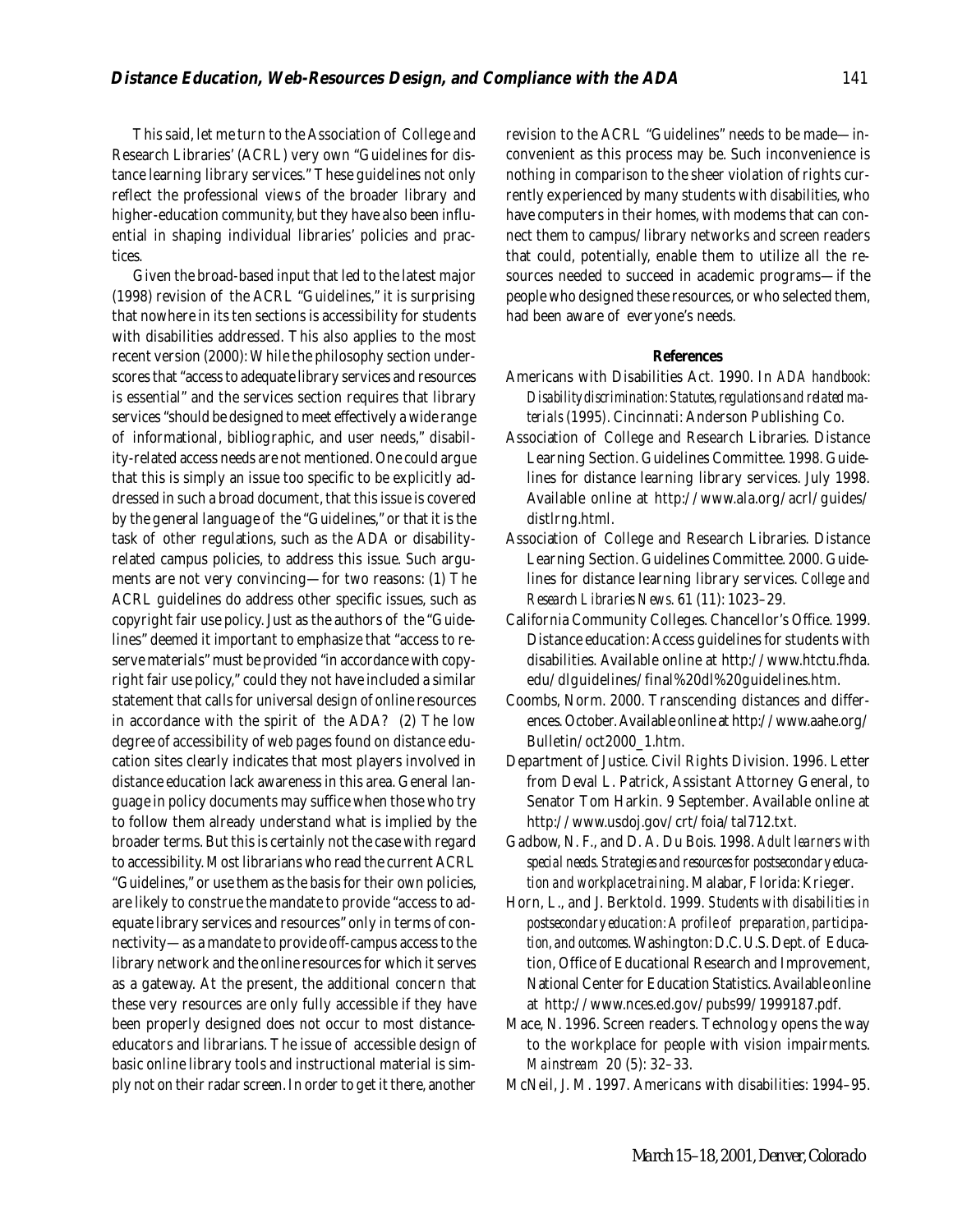This said, let me turn to the Association of College and Research Libraries' (ACRL) very own "Guidelines for distance learning library services." These guidelines not only reflect the professional views of the broader library and higher-education community, but they have also been influential in shaping individual libraries' policies and practices.

Given the broad-based input that led to the latest major (1998) revision of the ACRL "Guidelines," it is surprising that nowhere in its ten sections is accessibility for students with disabilities addressed. This also applies to the most recent version (2000): While the philosophy section underscores that "access to adequate library services and resources is essential" and the services section requires that library services "should be designed to meet effectively a wide range of informational, bibliographic, and user needs," disability-related access needs are not mentioned. One could argue that this is simply an issue too specific to be explicitly addressed in such a broad document, that this issue is covered by the general language of the "Guidelines," or that it is the task of other regulations, such as the ADA or disability-related campus policies, to address this issue. Such arguments are not very convincing—for two reasons: (1) The ACRL guidelines do address other specific issues, such as copyright fair use policy. Just as the authors of the "Guidelines" deemed it important to emphasize that "access to reserve materials" must be provided "in accordance with copyright fair use policy," could they not have included a similar statement that calls for universal design of online resources in accordance with the spirit of the ADA? (2) The low degree of accessibility of web pages found on distance education sites clearly indicates that most players involved in distance education lack awareness in this area. General language in policy documents may suffice when those who try to follow them already understand what is implied by the broader terms. But this is certainly not the case with regard to accessibility. Most librarians who read the current ACRL "Guidelines," or use them as the basis for their own policies, are likely to construe the mandate to provide "access to adequate library services and resources" only in terms of connectivity—as a mandate to provide off-campus access to the library network and the online resources for which it serves as a gateway. At the present, the additional concern that these very resources are only fully accessible if they have been properly designed does not occur to most distance-educators and librarians. The issue of accessible design of basic online library tools and instructional material is simply not on their radar screen. In order to get it there, another revision to the ACRL "Guidelines" needs to be made—inconvenient as this process may be. Such inconvenience is nothing in comparison to the sheer violation of rights currently experienced by many students with disabilities, who have computers in their homes, with modems that can connect them to campus/library networks and screen readers that could, potentially, enable them to utilize all the resources needed to succeed in academic programs—if the people who designed these resources, or who selected them, had been aware of everyone's needs.

## References

Americans with Disabilities Act. 1990. In *ADA handbook: Disability discrimination: Statutes, regulations and related materials* (1995). Cincinnati: Anderson Publishing Co.

Association of College and Research Libraries. Distance Learning Section. Guidelines Committee. 1998. Guidelines for distance learning library services. July 1998. Available online at http://www.ala.org/acrl/guides/distlrng.html.

Association of College and Research Libraries. Distance Learning Section. Guidelines Committee. 2000. Guidelines for distance learning library services. *College and Research Libraries News.* 61 (11): 1023–29.

California Community Colleges. Chancellor's Office. 1999. Distance education: Access guidelines for students with disabilities. Available online at http://www.htctu.fhda.edu/dlguidelines/final%20dl%20guidelines.htm.

Coombs, Norm. 2000. Transcending distances and differences. October. Available online at http://www.aahe.org/Bulletin/oct2000_1.htm.

Department of Justice. Civil Rights Division. 1996. Letter from Deval L. Patrick, Assistant Attorney General, to Senator Tom Harkin. 9 September. Available online at http://www.usdoj.gov/crt/foia/tal712.txt.

Gadbow, N. F., and D. A. Du Bois. 1998. *Adult learners with special needs. Strategies and resources for postsecondary education and workplace training.* Malabar, Florida: Krieger.

Horn, L., and J. Berktold. 1999. *Students with disabilities in postsecondary education: A profile of preparation, participation, and outcomes.* Washington: D.C. U.S. Dept. of Education, Office of Educational Research and Improvement, National Center for Education Statistics. Available online at http://www.nces.ed.gov/pubs99/1999187.pdf.

Mace, N. 1996. Screen readers. Technology opens the way to the workplace for people with vision impairments. *Mainstream* 20 (5): 32–33.

McNeil, J. M. 1997. Americans with disabilities: 1994–95.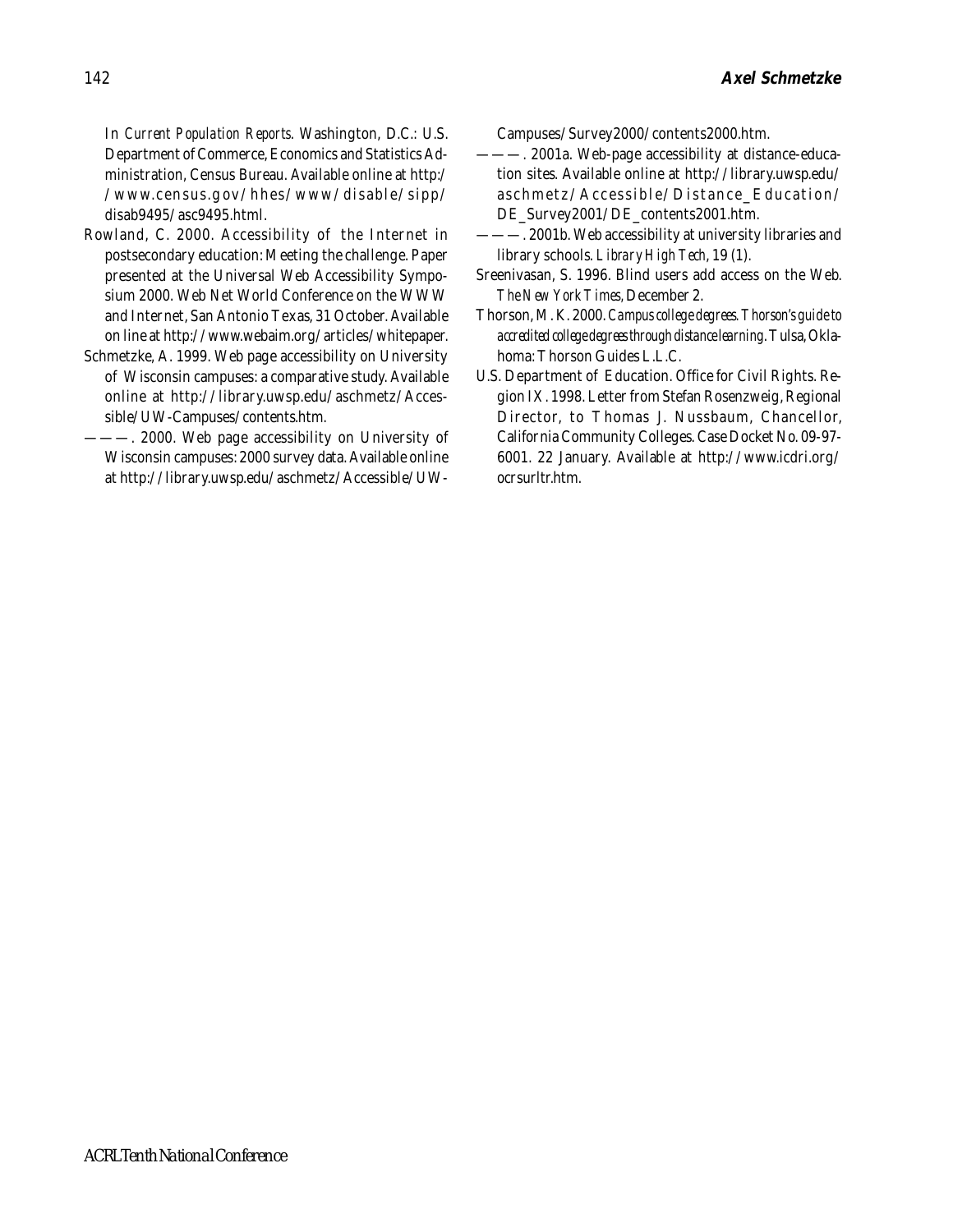In *Current Population Reports*. Washington, D.C.: U.S. Department of Commerce, Economics and Statistics Administration, Census Bureau. Available online at http://www.census.gov/hhes/www/disable/sipp/disab9495/asc9495.html.

Rowland, C. 2000. Accessibility of the Internet in postsecondary education: Meeting the challenge. Paper presented at the Universal Web Accessibility Symposium 2000. Web Net World Conference on the WWW and Internet, San Antonio Texas, 31 October. Available on line at http://www.webaim.org/articles/whitepaper.

Schmetzke, A. 1999. Web page accessibility on University of Wisconsin campuses: a comparative study. Available online at http://library.uwsp.edu/aschmetz/Accessible/UW-Campuses/contents.htm.

———. 2000. Web page accessibility on University of Wisconsin campuses: 2000 survey data. Available online at http://library.uwsp.edu/aschmetz/Accessible/UW-Campuses/Survey2000/contents2000.htm.

———. 2001a. Web-page accessibility at distance-education sites. Available online at http://library.uwsp.edu/aschmetz/Accessible/Distance_Education/DE_Survey2001/DE_contents2001.htm.

———. 2001b. Web accessibility at university libraries and library schools. *Library High Tech*, 19 (1).

Sreenivasan, S. 1996. Blind users add access on the Web. *The New York Times*, December 2.

Thorson, M. K. 2000. *Campus college degrees. Thorson's guide to accredited college degrees through distance learning*. Tulsa, Oklahoma: Thorson Guides L.L.C.

U.S. Department of Education. Office for Civil Rights. Region IX. 1998. Letter from Stefan Rosenzweig, Regional Director, to Thomas J. Nussbaum, Chancellor, California Community Colleges. Case Docket No. 09-97-6001. 22 January. Available at http://www.icdri.org/ocrsurltr.htm.